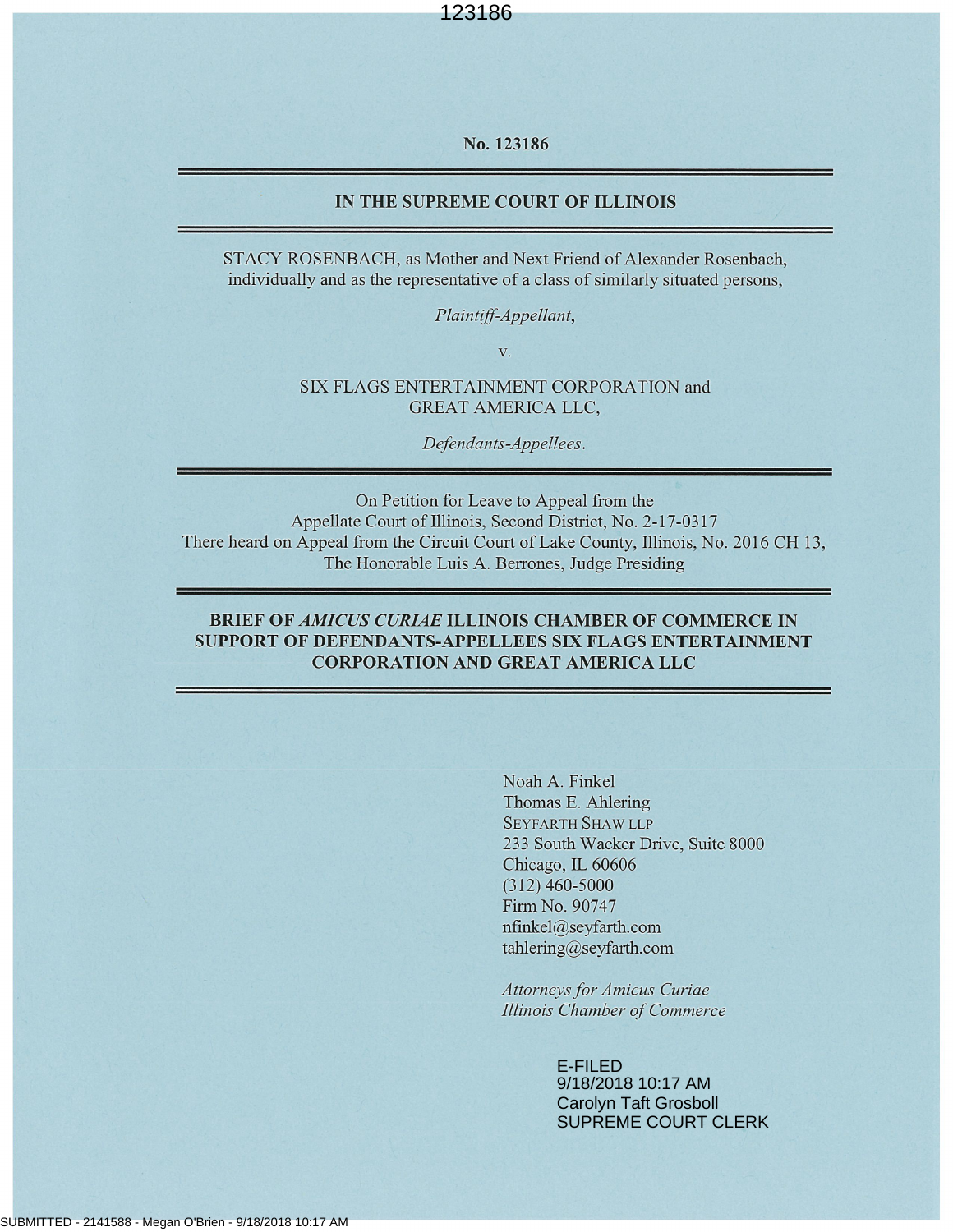No. 123186

---

**IN THE SUPREME COURT OF ILLINOIS**

---

STACY ROSENBACH, as Mother and Next Friend of Alexander Rosenbach, individually and as the representative of a class of similarly situated persons,

*Plaintiff-Appellant*,

v.

SIX FLAGS ENTERTAINMENT CORPORATION and GREAT AMERICA LLC,

*Defendants-Appellees*.

---

On Petition for Leave to Appeal from the Appellate Court of Illinois, Second District, No. 2-17-0317
There heard on Appeal from the Circuit Court of Lake County, Illinois, No. 2016 CH 13,
The Honorable Luis A. Berrones, Judge Presiding

---

**BRIEF OF *AMICUS CURIAE* ILLINOIS CHAMBER OF COMMERCE IN SUPPORT OF DEFENDANTS-APPELLEES SIX FLAGS ENTERTAINMENT CORPORATION AND GREAT AMERICA LLC**

---

Noah A. Finkel
Thomas E. Ahlering
SEYFARTH SHAW LLP
233 South Wacker Drive, Suite 8000
Chicago, IL 60606
(312) 460-5000
Firm No. 90747
nfinkel@seyfarth.com
tahlering@seyfarth.com

*Attorneys for Amicus Curiae Illinois Chamber of Commerce*

E-FILED
9/18/2018 10:17 AM
Carolyn Taft Grosboll
SUPREME COURT CLERK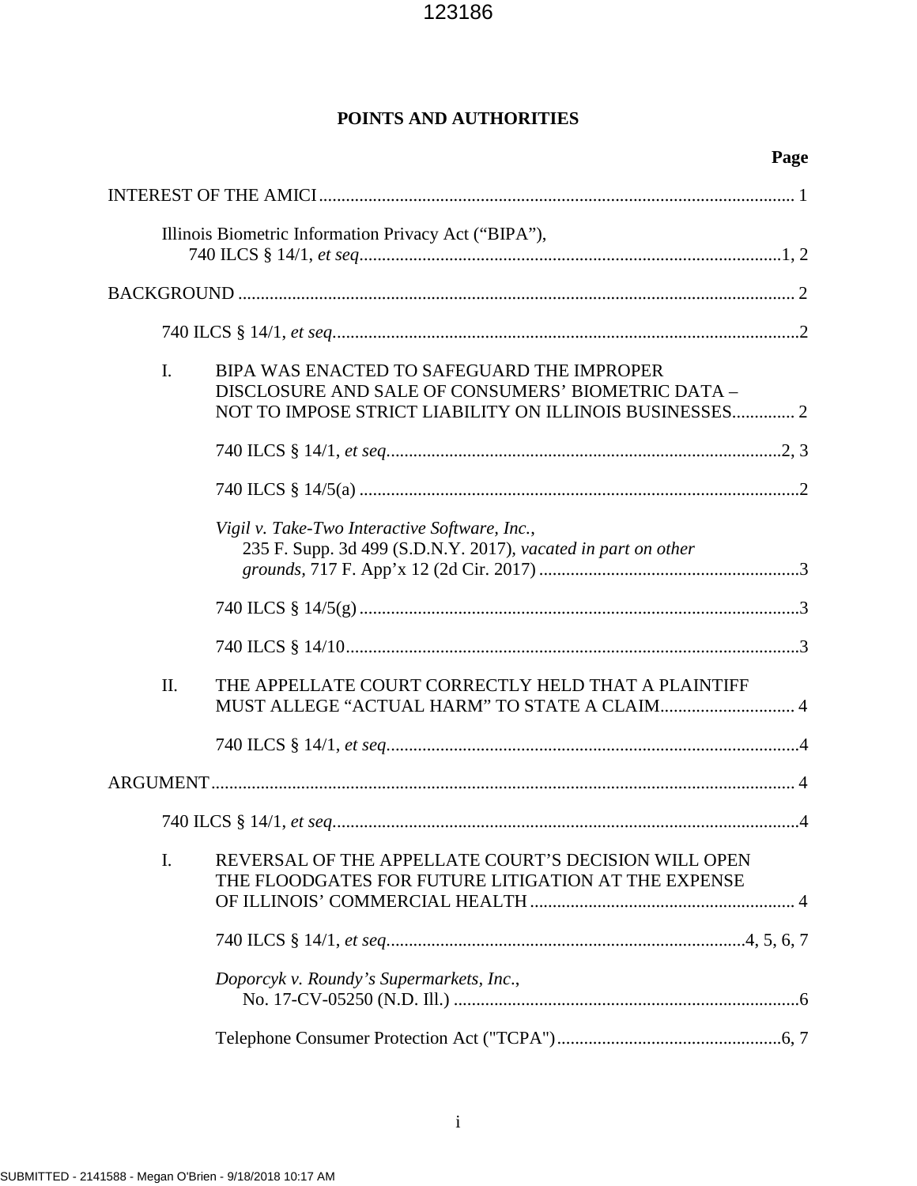## POINTS AND AUTHORITIES

**Page**

INTEREST OF THE AMICI .......................................................... 1

Illinois Biometric Information Privacy Act ("BIPA"), 740 ILCS § 14/1, *et seq.* .......................................................... 1, 2

BACKGROUND .......................................................... 2

740 ILCS § 14/1, *et seq.* .......................................................... 2

I. BIPA WAS ENACTED TO SAFEGUARD THE IMPROPER DISCLOSURE AND SALE OF CONSUMERS' BIOMETRIC DATA – NOT TO IMPOSE STRICT LIABILITY ON ILLINOIS BUSINESSES .......................................................... 2

740 ILCS § 14/1, *et seq.* .......................................................... 2, 3

740 ILCS § 14/5(a) .......................................................... 2

*Vigil v. Take-Two Interactive Software, Inc.*, 235 F. Supp. 3d 499 (S.D.N.Y. 2017), *vacated in part on other grounds*, 717 F. App'x 12 (2d Cir. 2017) .......................................................... 3

740 ILCS § 14/5(g) .......................................................... 3

740 ILCS § 14/10 .......................................................... 3

II. THE APPELLATE COURT CORRECTLY HELD THAT A PLAINTIFF MUST ALLEGE "ACTUAL HARM" TO STATE A CLAIM .......................................................... 4

740 ILCS § 14/1, *et seq.* .......................................................... 4

ARGUMENT .......................................................... 4

740 ILCS § 14/1, *et seq.* .......................................................... 4

I. REVERSAL OF THE APPELLATE COURT'S DECISION WILL OPEN THE FLOODGATES FOR FUTURE LITIGATION AT THE EXPENSE OF ILLINOIS' COMMERCIAL HEALTH .......................................................... 4

740 ILCS § 14/1, *et seq.* .......................................................... 4, 5, 6, 7

*Doporcyk v. Roundy's Supermarkets, Inc.*, No. 17-CV-05250 (N.D. Ill.) .......................................................... 6

Telephone Consumer Protection Act ("TCPA") .......................................................... 6, 7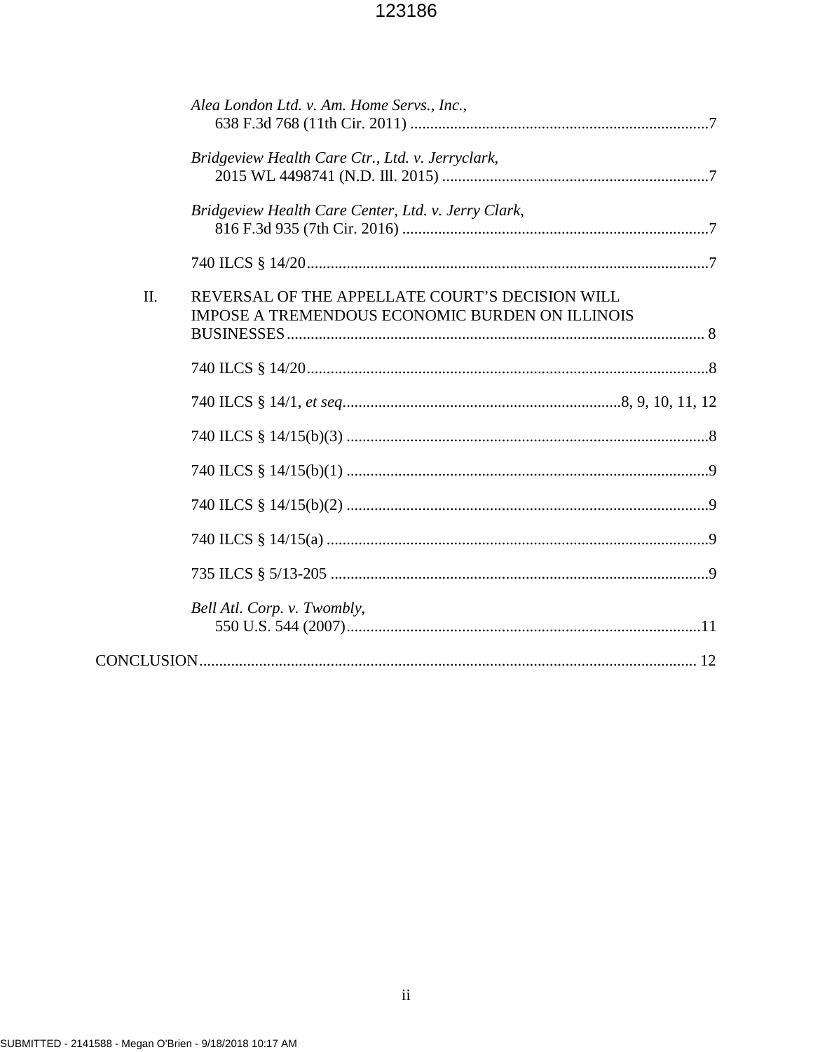*Alea London Ltd. v. Am. Home Servs., Inc.*,
638 F.3d 768 (11th Cir. 2011) ..........................................................................7

*Bridgeview Health Care Ctr., Ltd. v. Jerryclark*,
2015 WL 4498741 (N.D. Ill. 2015) ..................................................................7

*Bridgeview Health Care Center, Ltd. v. Jerry Clark*,
816 F.3d 935 (7th Cir. 2016) ............................................................................7

740 ILCS § 14/20....................................................................................................7

II. REVERSAL OF THE APPELLATE COURT'S DECISION WILL IMPOSE A TREMENDOUS ECONOMIC BURDEN ON ILLINOIS BUSINESSES........................................................................................................ 8

740 ILCS § 14/20....................................................................................................8

740 ILCS § 14/1, *et seq*......................................................................8, 9, 10, 11, 12

740 ILCS § 14/15(b)(3) ..........................................................................................8

740 ILCS § 14/15(b)(1) ..........................................................................................9

740 ILCS § 14/15(b)(2) ..........................................................................................9

740 ILCS § 14/15(a) ...............................................................................................9

735 ILCS § 5/13-205 ..............................................................................................9

*Bell Atl. Corp. v. Twombly*,
550 U.S. 544 (2007)........................................................................................11

CONCLUSION........................................................................................................... 12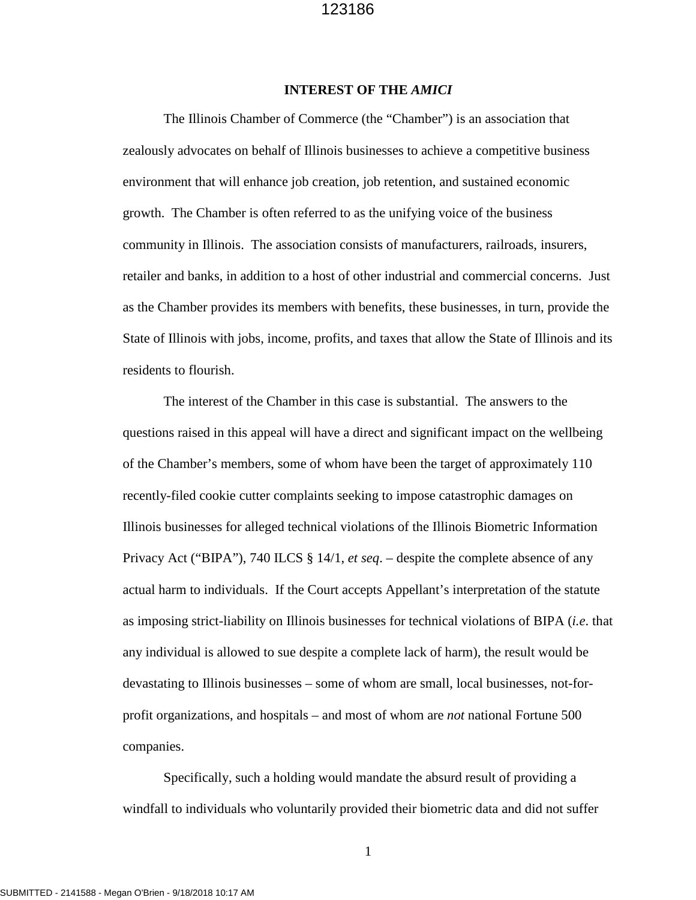## INTEREST OF THE *AMICI*

The Illinois Chamber of Commerce (the "Chamber") is an association that zealously advocates on behalf of Illinois businesses to achieve a competitive business environment that will enhance job creation, job retention, and sustained economic growth. The Chamber is often referred to as the unifying voice of the business community in Illinois. The association consists of manufacturers, railroads, insurers, retailer and banks, in addition to a host of other industrial and commercial concerns. Just as the Chamber provides its members with benefits, these businesses, in turn, provide the State of Illinois with jobs, income, profits, and taxes that allow the State of Illinois and its residents to flourish.

The interest of the Chamber in this case is substantial. The answers to the questions raised in this appeal will have a direct and significant impact on the wellbeing of the Chamber's members, some of whom have been the target of approximately 110 recently-filed cookie cutter complaints seeking to impose catastrophic damages on Illinois businesses for alleged technical violations of the Illinois Biometric Information Privacy Act ("BIPA"), 740 ILCS § 14/1, *et seq*. – despite the complete absence of any actual harm to individuals. If the Court accepts Appellant's interpretation of the statute as imposing strict-liability on Illinois businesses for technical violations of BIPA (*i.e*. that any individual is allowed to sue despite a complete lack of harm), the result would be devastating to Illinois businesses – some of whom are small, local businesses, not-for-profit organizations, and hospitals – and most of whom are *not* national Fortune 500 companies.

Specifically, such a holding would mandate the absurd result of providing a windfall to individuals who voluntarily provided their biometric data and did not suffer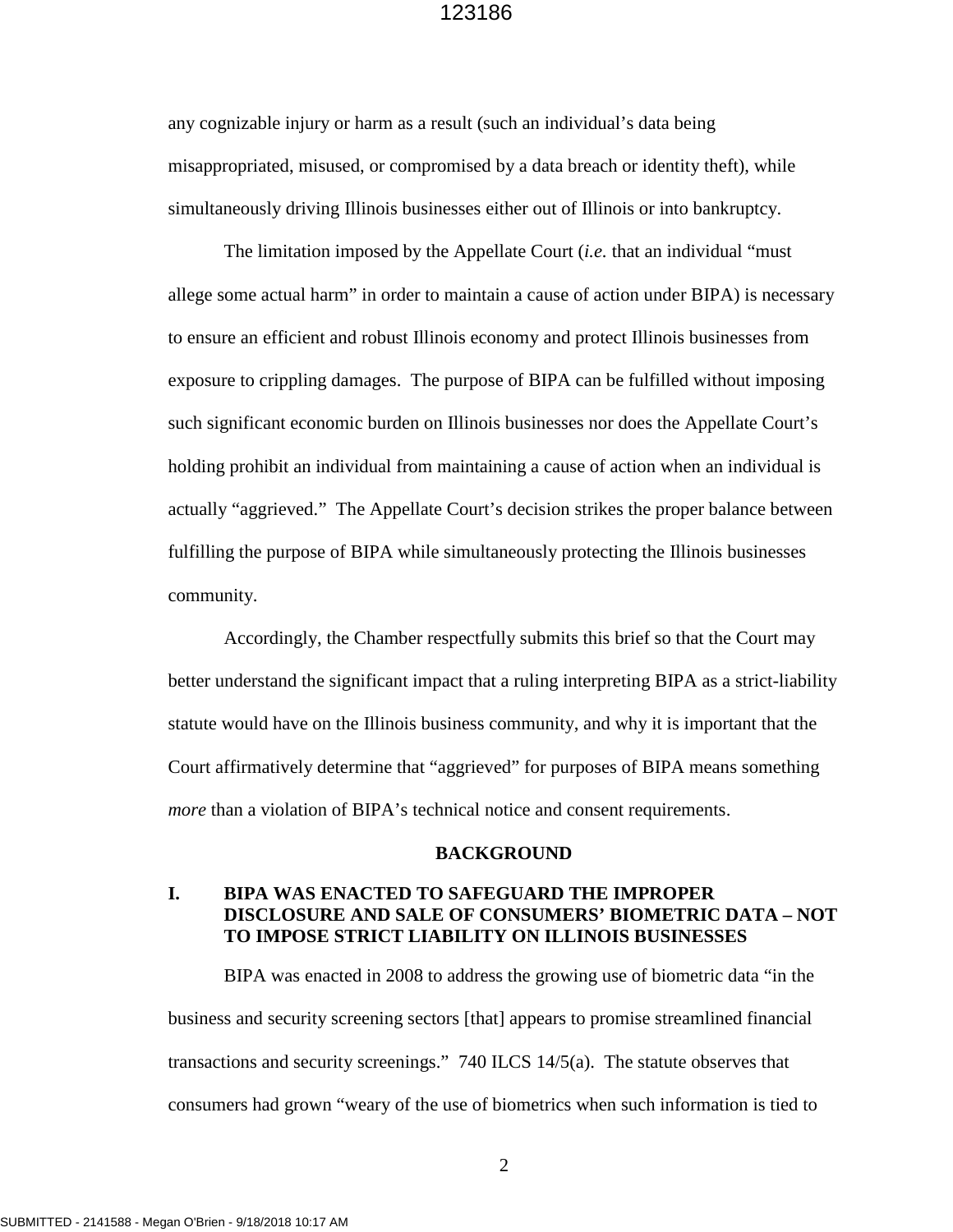any cognizable injury or harm as a result (such an individual's data being misappropriated, misused, or compromised by a data breach or identity theft), while simultaneously driving Illinois businesses either out of Illinois or into bankruptcy.

The limitation imposed by the Appellate Court (*i.e.* that an individual "must allege some actual harm" in order to maintain a cause of action under BIPA) is necessary to ensure an efficient and robust Illinois economy and protect Illinois businesses from exposure to crippling damages. The purpose of BIPA can be fulfilled without imposing such significant economic burden on Illinois businesses nor does the Appellate Court's holding prohibit an individual from maintaining a cause of action when an individual is actually "aggrieved." The Appellate Court's decision strikes the proper balance between fulfilling the purpose of BIPA while simultaneously protecting the Illinois businesses community.

Accordingly, the Chamber respectfully submits this brief so that the Court may better understand the significant impact that a ruling interpreting BIPA as a strict-liability statute would have on the Illinois business community, and why it is important that the Court affirmatively determine that "aggrieved" for purposes of BIPA means something *more* than a violation of BIPA's technical notice and consent requirements.

## BACKGROUND

### I. BIPA WAS ENACTED TO SAFEGUARD THE IMPROPER DISCLOSURE AND SALE OF CONSUMERS' BIOMETRIC DATA – NOT TO IMPOSE STRICT LIABILITY ON ILLINOIS BUSINESSES

BIPA was enacted in 2008 to address the growing use of biometric data "in the business and security screening sectors [that] appears to promise streamlined financial transactions and security screenings." 740 ILCS 14/5(a). The statute observes that consumers had grown "weary of the use of biometrics when such information is tied to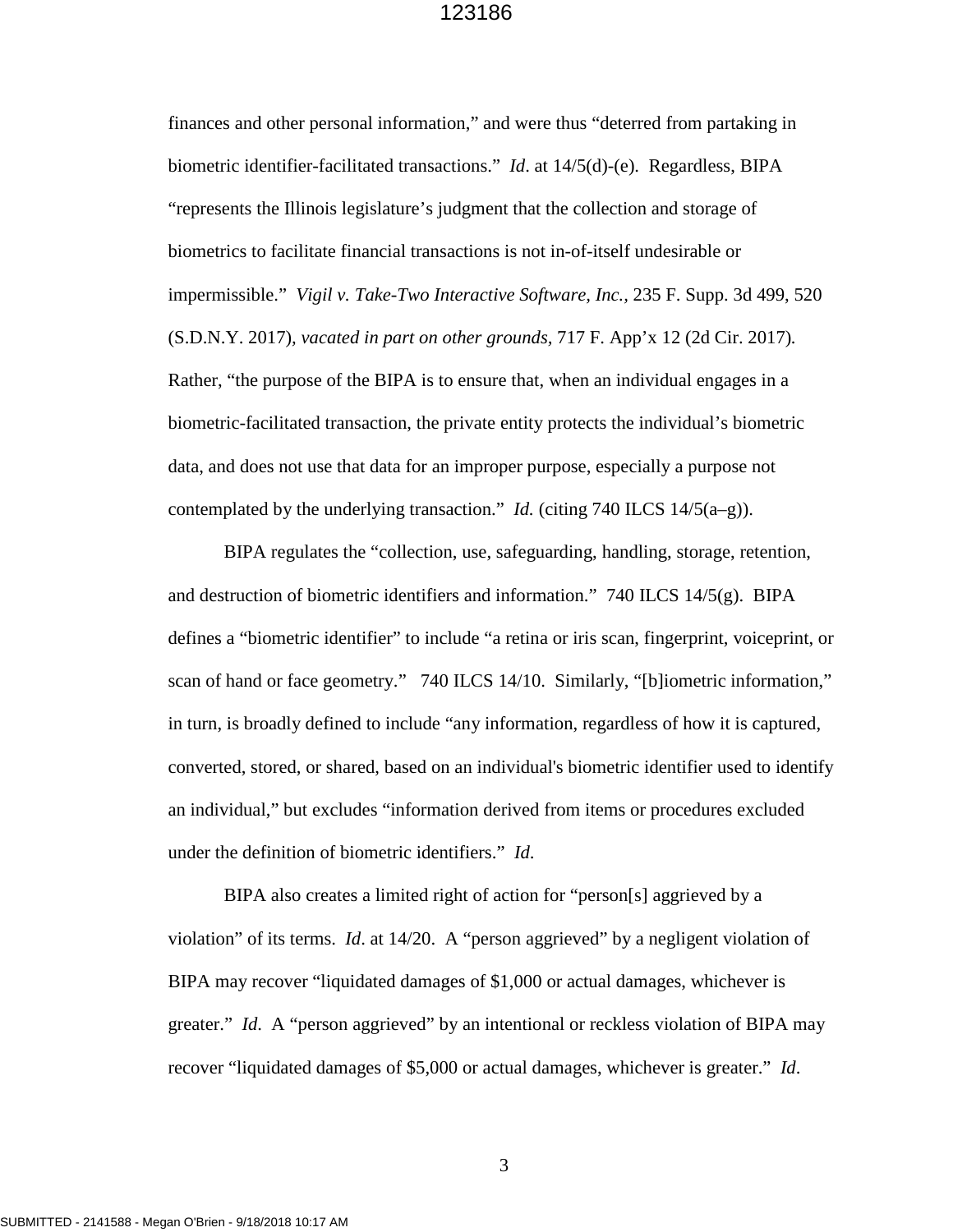finances and other personal information," and were thus "deterred from partaking in biometric identifier-facilitated transactions." *Id*. at 14/5(d)-(e). Regardless, BIPA "represents the Illinois legislature's judgment that the collection and storage of biometrics to facilitate financial transactions is not in-of-itself undesirable or impermissible." *Vigil v. Take-Two Interactive Software, Inc.*, 235 F. Supp. 3d 499, 520 (S.D.N.Y. 2017), *vacated in part on other grounds*, 717 F. App'x 12 (2d Cir. 2017). Rather, "the purpose of the BIPA is to ensure that, when an individual engages in a biometric-facilitated transaction, the private entity protects the individual's biometric data, and does not use that data for an improper purpose, especially a purpose not contemplated by the underlying transaction." *Id.* (citing 740 ILCS 14/5(a–g)).

BIPA regulates the "collection, use, safeguarding, handling, storage, retention, and destruction of biometric identifiers and information." 740 ILCS 14/5(g). BIPA defines a "biometric identifier" to include "a retina or iris scan, fingerprint, voiceprint, or scan of hand or face geometry." 740 ILCS 14/10. Similarly, "[b]iometric information," in turn, is broadly defined to include "any information, regardless of how it is captured, converted, stored, or shared, based on an individual's biometric identifier used to identify an individual," but excludes "information derived from items or procedures excluded under the definition of biometric identifiers." *Id*.

BIPA also creates a limited right of action for "person[s] aggrieved by a violation" of its terms. *Id*. at 14/20. A "person aggrieved" by a negligent violation of BIPA may recover "liquidated damages of $1,000 or actual damages, whichever is greater." *Id*. A "person aggrieved" by an intentional or reckless violation of BIPA may recover "liquidated damages of $5,000 or actual damages, whichever is greater." *Id*.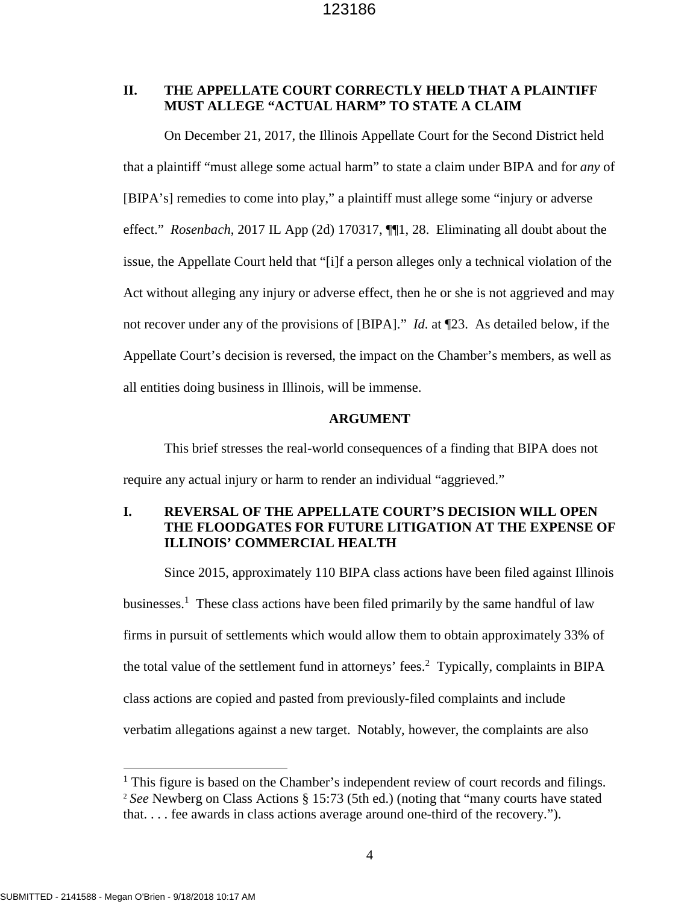## II. THE APPELLATE COURT CORRECTLY HELD THAT A PLAINTIFF MUST ALLEGE "ACTUAL HARM" TO STATE A CLAIM

On December 21, 2017, the Illinois Appellate Court for the Second District held that a plaintiff "must allege some actual harm" to state a claim under BIPA and for *any* of [BIPA's] remedies to come into play," a plaintiff must allege some "injury or adverse effect." *Rosenbach*, 2017 IL App (2d) 170317, ¶¶1, 28. Eliminating all doubt about the issue, the Appellate Court held that "[i]f a person alleges only a technical violation of the Act without alleging any injury or adverse effect, then he or she is not aggrieved and may not recover under any of the provisions of [BIPA]." *Id.* at ¶23. As detailed below, if the Appellate Court's decision is reversed, the impact on the Chamber's members, as well as all entities doing business in Illinois, will be immense.

# ARGUMENT

This brief stresses the real-world consequences of a finding that BIPA does not require any actual injury or harm to render an individual "aggrieved."

## I. REVERSAL OF THE APPELLATE COURT'S DECISION WILL OPEN THE FLOODGATES FOR FUTURE LITIGATION AT THE EXPENSE OF ILLINOIS' COMMERCIAL HEALTH

Since 2015, approximately 110 BIPA class actions have been filed against Illinois businesses.[1] These class actions have been filed primarily by the same handful of law firms in pursuit of settlements which would allow them to obtain approximately 33% of the total value of the settlement fund in attorneys' fees.[2] Typically, complaints in BIPA class actions are copied and pasted from previously-filed complaints and include verbatim allegations against a new target. Notably, however, the complaints are also

---

[1] This figure is based on the Chamber's independent review of court records and filings.

[2] *See* Newberg on Class Actions § 15:73 (5th ed.) (noting that "many courts have stated that. . . . fee awards in class actions average around one-third of the recovery.").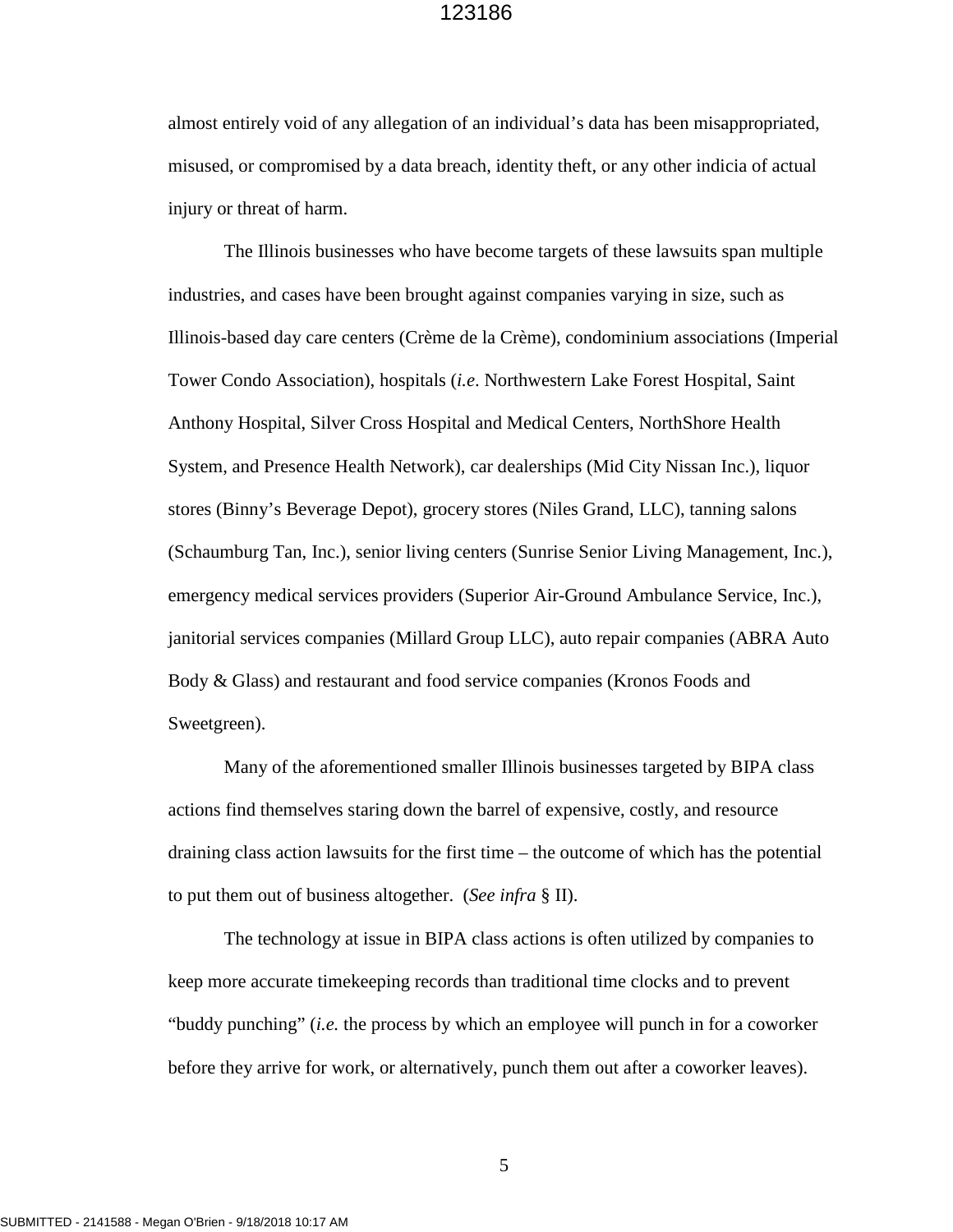almost entirely void of any allegation of an individual's data has been misappropriated, misused, or compromised by a data breach, identity theft, or any other indicia of actual injury or threat of harm.

The Illinois businesses who have become targets of these lawsuits span multiple industries, and cases have been brought against companies varying in size, such as Illinois-based day care centers (Crème de la Crème), condominium associations (Imperial Tower Condo Association), hospitals (*i.e*. Northwestern Lake Forest Hospital, Saint Anthony Hospital, Silver Cross Hospital and Medical Centers, NorthShore Health System, and Presence Health Network), car dealerships (Mid City Nissan Inc.), liquor stores (Binny's Beverage Depot), grocery stores (Niles Grand, LLC), tanning salons (Schaumburg Tan, Inc.), senior living centers (Sunrise Senior Living Management, Inc.), emergency medical services providers (Superior Air-Ground Ambulance Service, Inc.), janitorial services companies (Millard Group LLC), auto repair companies (ABRA Auto Body & Glass) and restaurant and food service companies (Kronos Foods and Sweetgreen).

Many of the aforementioned smaller Illinois businesses targeted by BIPA class actions find themselves staring down the barrel of expensive, costly, and resource draining class action lawsuits for the first time – the outcome of which has the potential to put them out of business altogether. (*See infra* § II).

The technology at issue in BIPA class actions is often utilized by companies to keep more accurate timekeeping records than traditional time clocks and to prevent "buddy punching" (*i.e.* the process by which an employee will punch in for a coworker before they arrive for work, or alternatively, punch them out after a coworker leaves).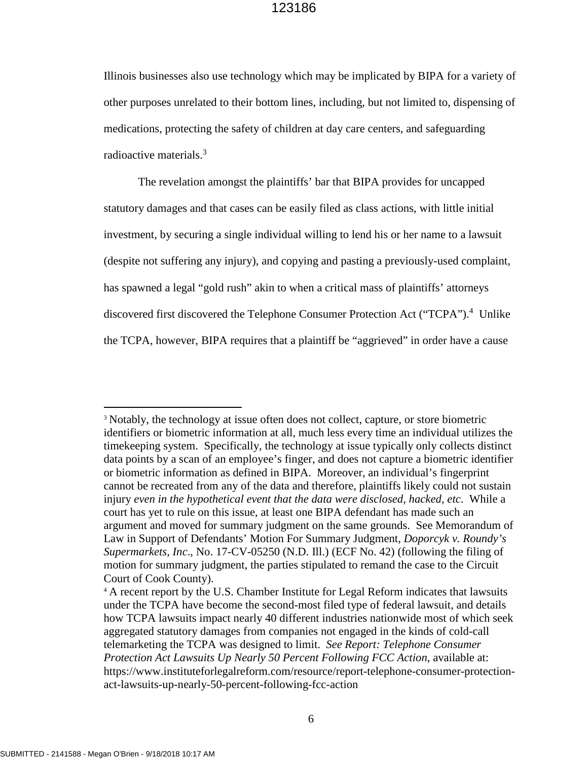Illinois businesses also use technology which may be implicated by BIPA for a variety of other purposes unrelated to their bottom lines, including, but not limited to, dispensing of medications, protecting the safety of children at day care centers, and safeguarding radioactive materials.[3]

The revelation amongst the plaintiffs' bar that BIPA provides for uncapped statutory damages and that cases can be easily filed as class actions, with little initial investment, by securing a single individual willing to lend his or her name to a lawsuit (despite not suffering any injury), and copying and pasting a previously-used complaint, has spawned a legal "gold rush" akin to when a critical mass of plaintiffs' attorneys discovered first discovered the Telephone Consumer Protection Act ("TCPA").[4] Unlike the TCPA, however, BIPA requires that a plaintiff be "aggrieved" in order have a cause

---

[3] Notably, the technology at issue often does not collect, capture, or store biometric identifiers or biometric information at all, much less every time an individual utilizes the timekeeping system. Specifically, the technology at issue typically only collects distinct data points by a scan of an employee's finger, and does not capture a biometric identifier or biometric information as defined in BIPA. Moreover, an individual's fingerprint cannot be recreated from any of the data and therefore, plaintiffs likely could not sustain injury *even in the hypothetical event that the data were disclosed, hacked, etc*. While a court has yet to rule on this issue, at least one BIPA defendant has made such an argument and moved for summary judgment on the same grounds. See Memorandum of Law in Support of Defendants' Motion For Summary Judgment, *Doporcyk v. Roundy's Supermarkets, Inc*., No. 17-CV-05250 (N.D. Ill.) (ECF No. 42) (following the filing of motion for summary judgment, the parties stipulated to remand the case to the Circuit Court of Cook County).

[4] A recent report by the U.S. Chamber Institute for Legal Reform indicates that lawsuits under the TCPA have become the second-most filed type of federal lawsuit, and details how TCPA lawsuits impact nearly 40 different industries nationwide most of which seek aggregated statutory damages from companies not engaged in the kinds of cold-call telemarketing the TCPA was designed to limit. *See Report: Telephone Consumer Protection Act Lawsuits Up Nearly 50 Percent Following FCC Action*, available at: https://www.instituteforlegalreform.com/resource/report-telephone-consumer-protection-act-lawsuits-up-nearly-50-percent-following-fcc-action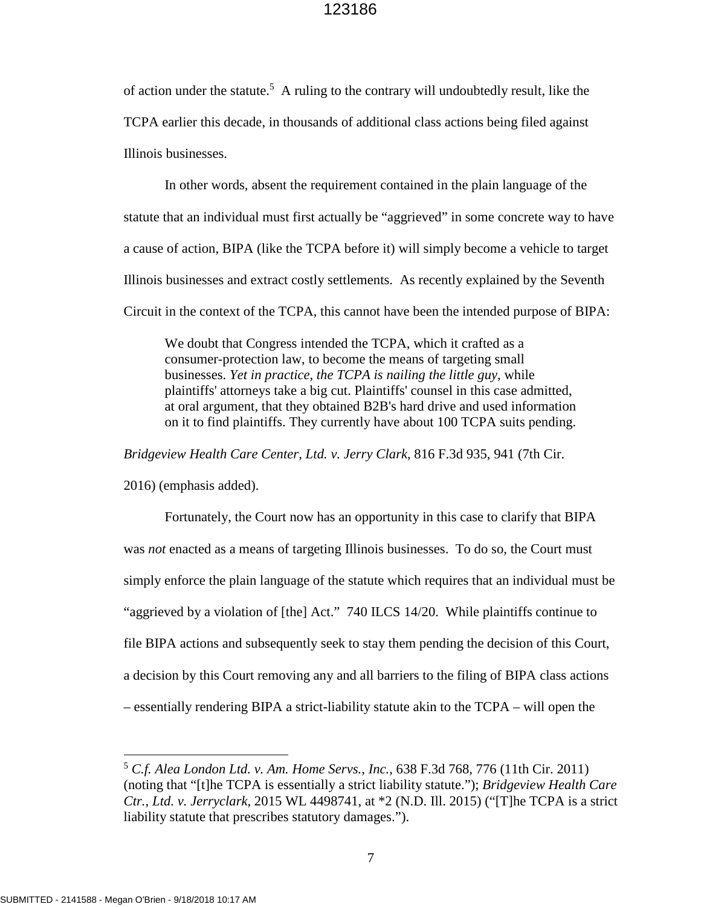of action under the statute.[5] A ruling to the contrary will undoubtedly result, like the TCPA earlier this decade, in thousands of additional class actions being filed against Illinois businesses.

In other words, absent the requirement contained in the plain language of the statute that an individual must first actually be "aggrieved" in some concrete way to have a cause of action, BIPA (like the TCPA before it) will simply become a vehicle to target Illinois businesses and extract costly settlements. As recently explained by the Seventh Circuit in the context of the TCPA, this cannot have been the intended purpose of BIPA:

> We doubt that Congress intended the TCPA, which it crafted as a consumer-protection law, to become the means of targeting small businesses. *Yet in practice, the TCPA is nailing the little guy,* while plaintiffs' attorneys take a big cut. Plaintiffs' counsel in this case admitted, at oral argument, that they obtained B2B's hard drive and used information on it to find plaintiffs. They currently have about 100 TCPA suits pending.

*Bridgeview Health Care Center, Ltd. v. Jerry Clark*, 816 F.3d 935, 941 (7th Cir. 2016) (emphasis added).

Fortunately, the Court now has an opportunity in this case to clarify that BIPA was *not* enacted as a means of targeting Illinois businesses. To do so, the Court must simply enforce the plain language of the statute which requires that an individual must be "aggrieved by a violation of [the] Act." 740 ILCS 14/20. While plaintiffs continue to file BIPA actions and subsequently seek to stay them pending the decision of this Court, a decision by this Court removing any and all barriers to the filing of BIPA class actions – essentially rendering BIPA a strict-liability statute akin to the TCPA – will open the

---

[5] *C.f. Alea London Ltd. v. Am. Home Servs., Inc.*, 638 F.3d 768, 776 (11th Cir. 2011) (noting that "[t]he TCPA is essentially a strict liability statute."); *Bridgeview Health Care Ctr., Ltd. v. Jerryclark*, 2015 WL 4498741, at *2 (N.D. Ill. 2015) ("[T]he TCPA is a strict liability statute that prescribes statutory damages.").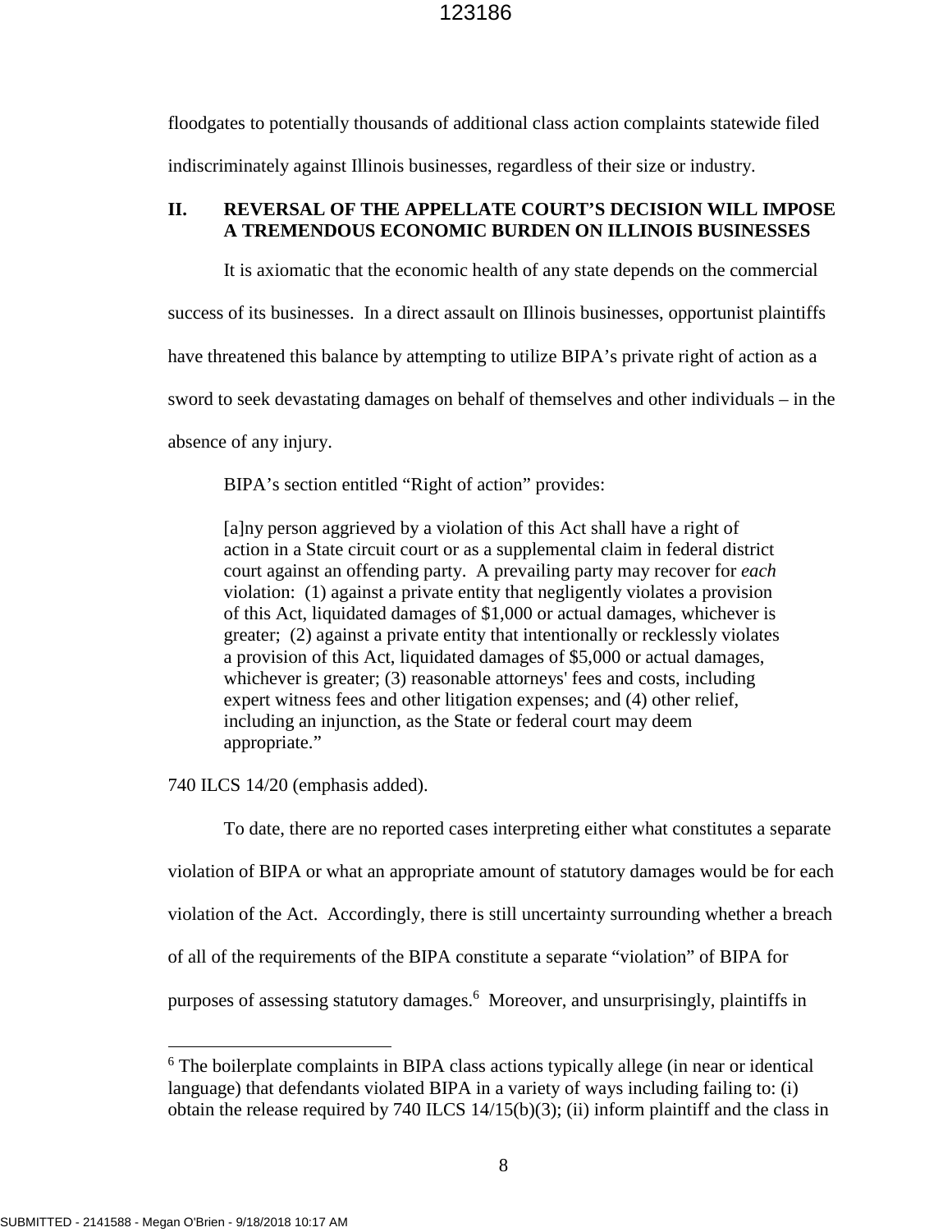floodgates to potentially thousands of additional class action complaints statewide filed indiscriminately against Illinois businesses, regardless of their size or industry.

## II. REVERSAL OF THE APPELLATE COURT'S DECISION WILL IMPOSE A TREMENDOUS ECONOMIC BURDEN ON ILLINOIS BUSINESSES

It is axiomatic that the economic health of any state depends on the commercial success of its businesses. In a direct assault on Illinois businesses, opportunist plaintiffs have threatened this balance by attempting to utilize BIPA's private right of action as a sword to seek devastating damages on behalf of themselves and other individuals – in the absence of any injury.

BIPA's section entitled "Right of action" provides:

> [a]ny person aggrieved by a violation of this Act shall have a right of action in a State circuit court or as a supplemental claim in federal district court against an offending party. A prevailing party may recover for *each* violation: (1) against a private entity that negligently violates a provision of this Act, liquidated damages of $1,000 or actual damages, whichever is greater; (2) against a private entity that intentionally or recklessly violates a provision of this Act, liquidated damages of $5,000 or actual damages, whichever is greater; (3) reasonable attorneys' fees and costs, including expert witness fees and other litigation expenses; and (4) other relief, including an injunction, as the State or federal court may deem appropriate."

740 ILCS 14/20 (emphasis added).

To date, there are no reported cases interpreting either what constitutes a separate violation of BIPA or what an appropriate amount of statutory damages would be for each violation of the Act. Accordingly, there is still uncertainty surrounding whether a breach of all of the requirements of the BIPA constitute a separate "violation" of BIPA for purposes of assessing statutory damages.[6] Moreover, and unsurprisingly, plaintiffs in

[6] The boilerplate complaints in BIPA class actions typically allege (in near or identical language) that defendants violated BIPA in a variety of ways including failing to: (i) obtain the release required by 740 ILCS 14/15(b)(3); (ii) inform plaintiff and the class in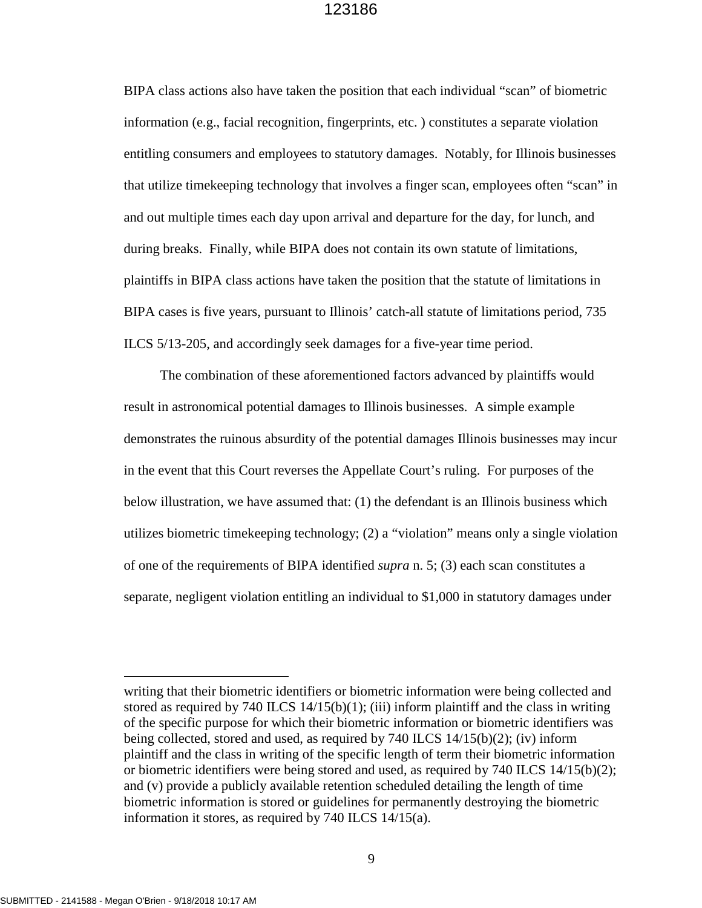BIPA class actions also have taken the position that each individual "scan" of biometric information (e.g., facial recognition, fingerprints, etc. ) constitutes a separate violation entitling consumers and employees to statutory damages. Notably, for Illinois businesses that utilize timekeeping technology that involves a finger scan, employees often "scan" in and out multiple times each day upon arrival and departure for the day, for lunch, and during breaks. Finally, while BIPA does not contain its own statute of limitations, plaintiffs in BIPA class actions have taken the position that the statute of limitations in BIPA cases is five years, pursuant to Illinois' catch-all statute of limitations period, 735 ILCS 5/13-205, and accordingly seek damages for a five-year time period.

The combination of these aforementioned factors advanced by plaintiffs would result in astronomical potential damages to Illinois businesses. A simple example demonstrates the ruinous absurdity of the potential damages Illinois businesses may incur in the event that this Court reverses the Appellate Court's ruling. For purposes of the below illustration, we have assumed that: (1) the defendant is an Illinois business which utilizes biometric timekeeping technology; (2) a "violation" means only a single violation of one of the requirements of BIPA identified *supra* n. 5; (3) each scan constitutes a separate, negligent violation entitling an individual to $1,000 in statutory damages under

---

writing that their biometric identifiers or biometric information were being collected and stored as required by 740 ILCS 14/15(b)(1); (iii) inform plaintiff and the class in writing of the specific purpose for which their biometric information or biometric identifiers was being collected, stored and used, as required by 740 ILCS 14/15(b)(2); (iv) inform plaintiff and the class in writing of the specific length of term their biometric information or biometric identifiers were being stored and used, as required by 740 ILCS 14/15(b)(2); and (v) provide a publicly available retention scheduled detailing the length of time biometric information is stored or guidelines for permanently destroying the biometric information it stores, as required by 740 ILCS 14/15(a).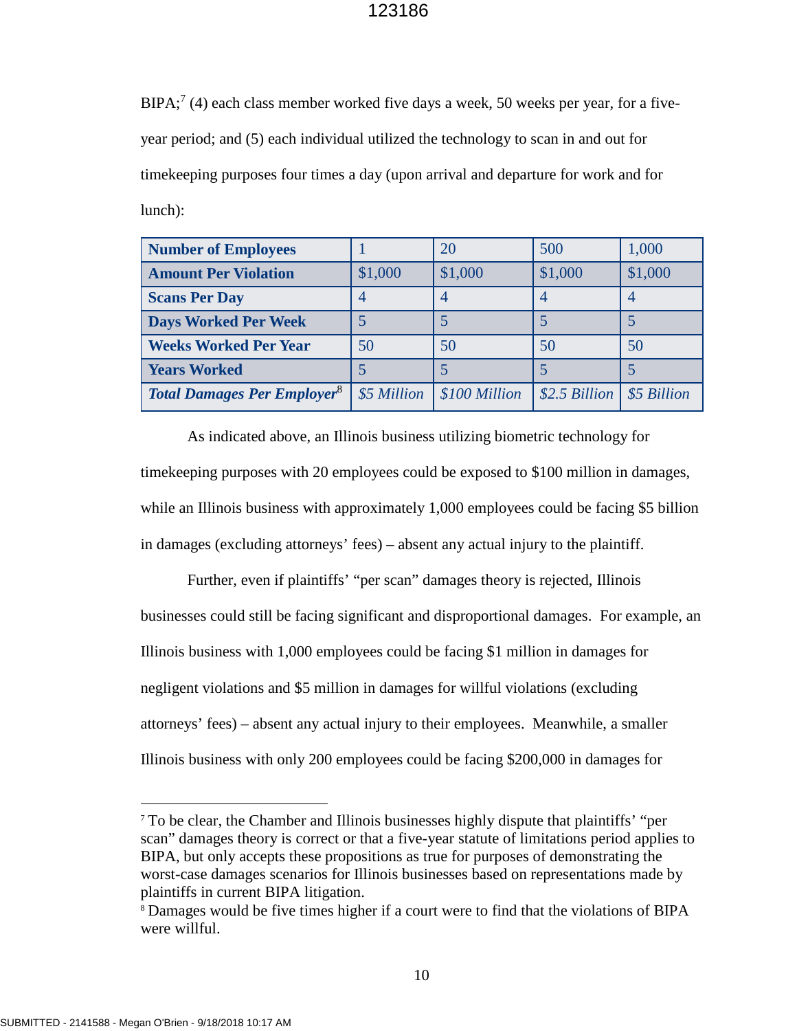BIPA;[7] (4) each class member worked five days a week, 50 weeks per year, for a five-year period; and (5) each individual utilized the technology to scan in and out for timekeeping purposes four times a day (upon arrival and departure for work and for lunch):

| **Number of Employees** | 1 | 20 | 500 | 1,000 |
|---|---|---|---|---|
| **Amount Per Violation** | $1,000 | $1,000 | $1,000 | $1,000 |
| **Scans Per Day** | 4 | 4 | 4 | 4 |
| **Days Worked Per Week** | 5 | 5 | 5 | 5 |
| **Weeks Worked Per Year** | 50 | 50 | 50 | 50 |
| **Years Worked** | 5 | 5 | 5 | 5 |
| ***Total Damages Per Employer***[8] | *$5 Million* | *$100 Million* | *$2.5 Billion* | *$5 Billion* |

As indicated above, an Illinois business utilizing biometric technology for timekeeping purposes with 20 employees could be exposed to $100 million in damages, while an Illinois business with approximately 1,000 employees could be facing $5 billion in damages (excluding attorneys' fees) – absent any actual injury to the plaintiff.

Further, even if plaintiffs' "per scan" damages theory is rejected, Illinois businesses could still be facing significant and disproportional damages. For example, an Illinois business with 1,000 employees could be facing $1 million in damages for negligent violations and $5 million in damages for willful violations (excluding attorneys' fees) – absent any actual injury to their employees. Meanwhile, a smaller Illinois business with only 200 employees could be facing $200,000 in damages for

---

[7] To be clear, the Chamber and Illinois businesses highly dispute that plaintiffs' "per scan" damages theory is correct or that a five-year statute of limitations period applies to BIPA, but only accepts these propositions as true for purposes of demonstrating the worst-case damages scenarios for Illinois businesses based on representations made by plaintiffs in current BIPA litigation.

[8] Damages would be five times higher if a court were to find that the violations of BIPA were willful.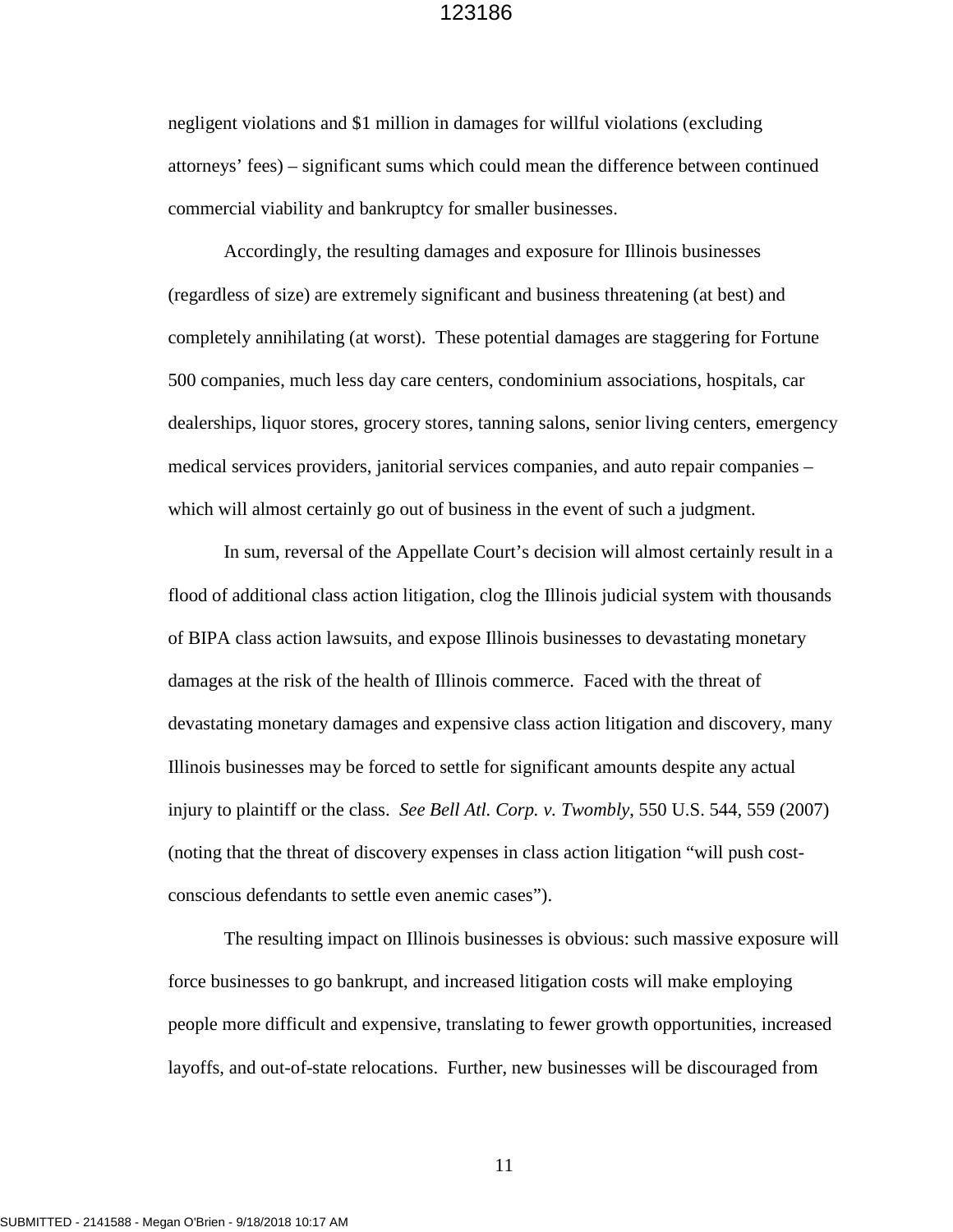negligent violations and $1 million in damages for willful violations (excluding attorneys' fees) – significant sums which could mean the difference between continued commercial viability and bankruptcy for smaller businesses.

Accordingly, the resulting damages and exposure for Illinois businesses (regardless of size) are extremely significant and business threatening (at best) and completely annihilating (at worst). These potential damages are staggering for Fortune 500 companies, much less day care centers, condominium associations, hospitals, car dealerships, liquor stores, grocery stores, tanning salons, senior living centers, emergency medical services providers, janitorial services companies, and auto repair companies – which will almost certainly go out of business in the event of such a judgment.

In sum, reversal of the Appellate Court's decision will almost certainly result in a flood of additional class action litigation, clog the Illinois judicial system with thousands of BIPA class action lawsuits, and expose Illinois businesses to devastating monetary damages at the risk of the health of Illinois commerce. Faced with the threat of devastating monetary damages and expensive class action litigation and discovery, many Illinois businesses may be forced to settle for significant amounts despite any actual injury to plaintiff or the class. *See Bell Atl. Corp. v. Twombly*, 550 U.S. 544, 559 (2007) (noting that the threat of discovery expenses in class action litigation "will push cost-conscious defendants to settle even anemic cases").

The resulting impact on Illinois businesses is obvious: such massive exposure will force businesses to go bankrupt, and increased litigation costs will make employing people more difficult and expensive, translating to fewer growth opportunities, increased layoffs, and out-of-state relocations. Further, new businesses will be discouraged from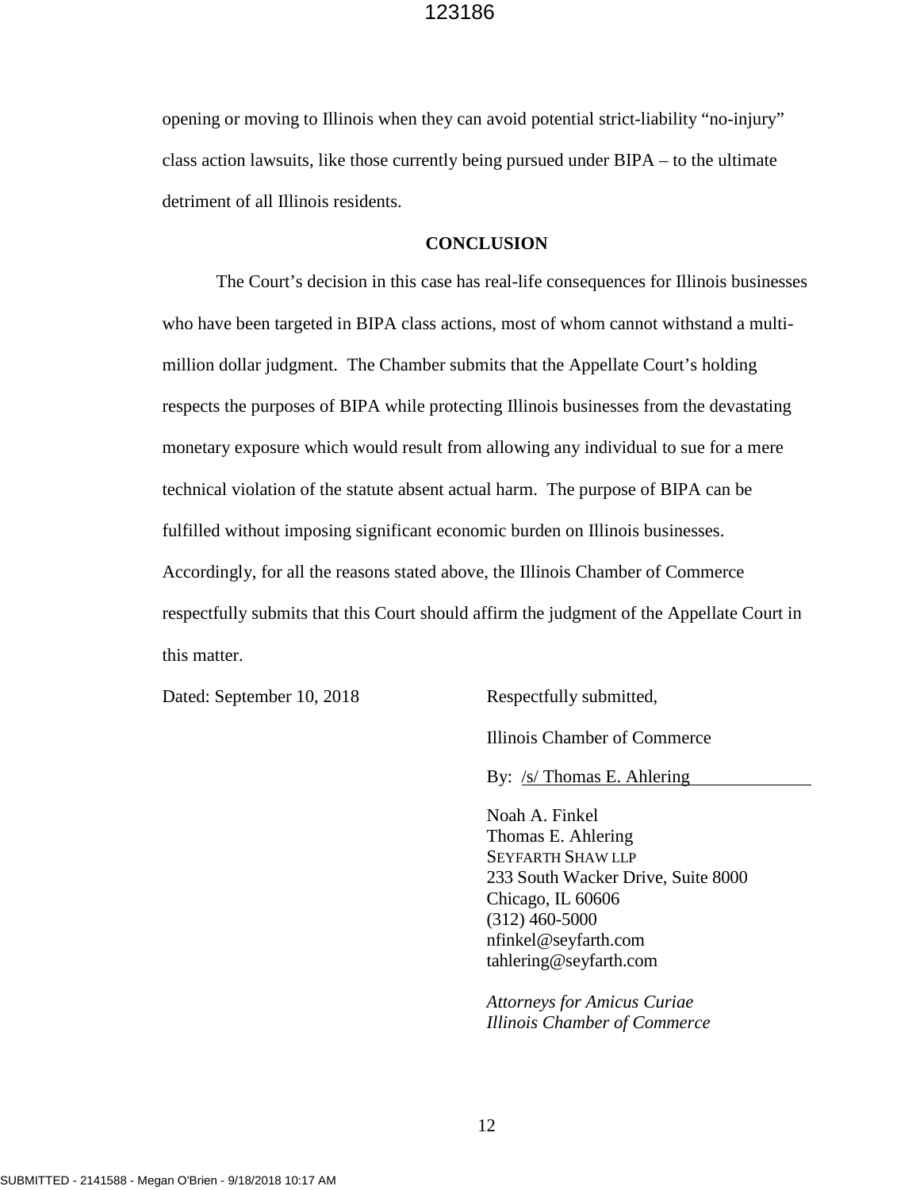opening or moving to Illinois when they can avoid potential strict-liability "no-injury" class action lawsuits, like those currently being pursued under BIPA – to the ultimate detriment of all Illinois residents.

## CONCLUSION

The Court's decision in this case has real-life consequences for Illinois businesses who have been targeted in BIPA class actions, most of whom cannot withstand a multi-million dollar judgment. The Chamber submits that the Appellate Court's holding respects the purposes of BIPA while protecting Illinois businesses from the devastating monetary exposure which would result from allowing any individual to sue for a mere technical violation of the statute absent actual harm. The purpose of BIPA can be fulfilled without imposing significant economic burden on Illinois businesses. Accordingly, for all the reasons stated above, the Illinois Chamber of Commerce respectfully submits that this Court should affirm the judgment of the Appellate Court in this matter.

Dated: September 10, 2018

Respectfully submitted,

Illinois Chamber of Commerce

By: /s/ Thomas E. Ahlering

Noah A. Finkel
Thomas E. Ahlering
SEYFARTH SHAW LLP
233 South Wacker Drive, Suite 8000
Chicago, IL 60606
(312) 460-5000
nfinkel@seyfarth.com
tahlering@seyfarth.com

*Attorneys for Amicus Curiae*
*Illinois Chamber of Commerce*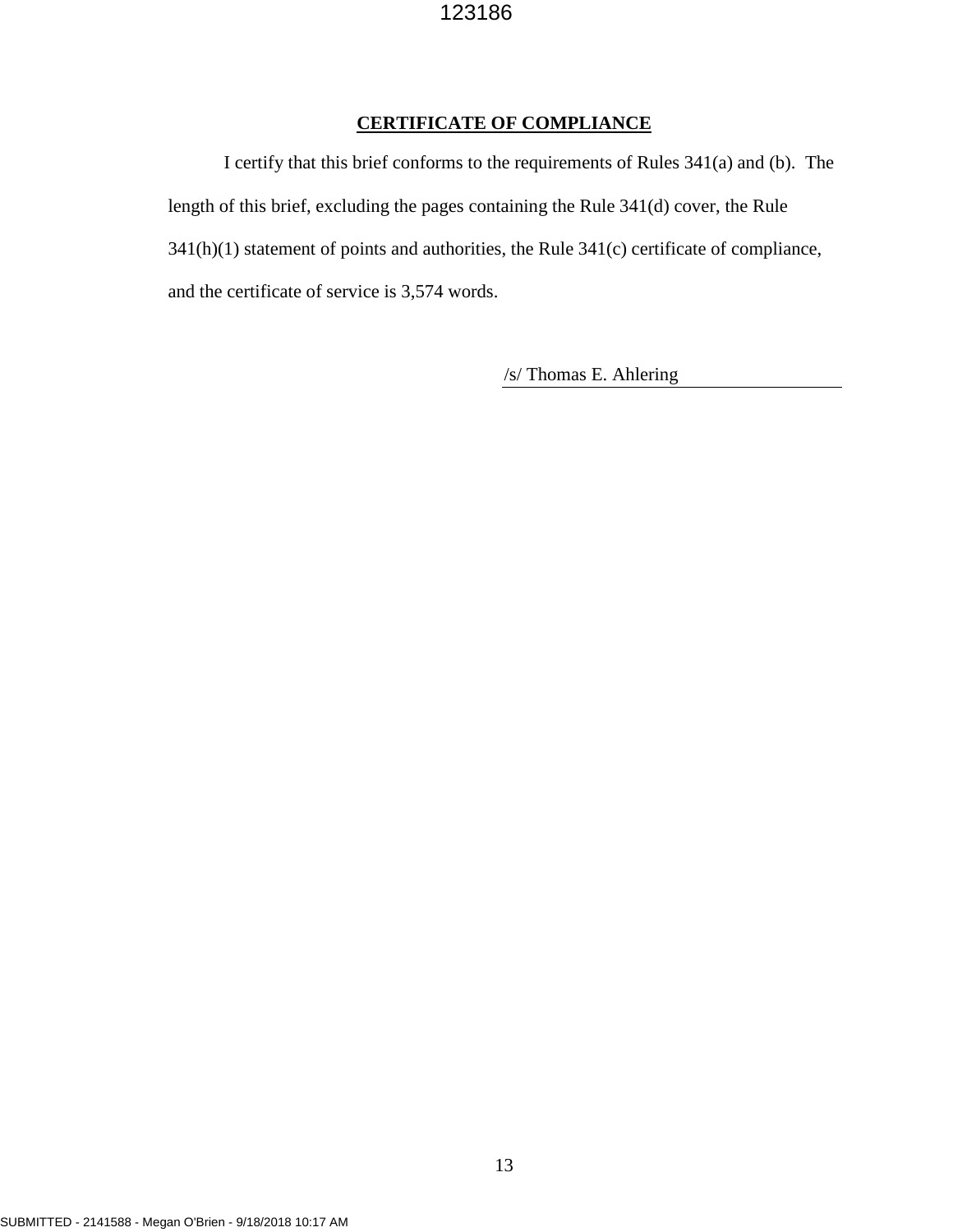## CERTIFICATE OF COMPLIANCE

I certify that this brief conforms to the requirements of Rules 341(a) and (b). The length of this brief, excluding the pages containing the Rule 341(d) cover, the Rule 341(h)(1) statement of points and authorities, the Rule 341(c) certificate of compliance, and the certificate of service is 3,574 words.

/s/ Thomas E. Ahlering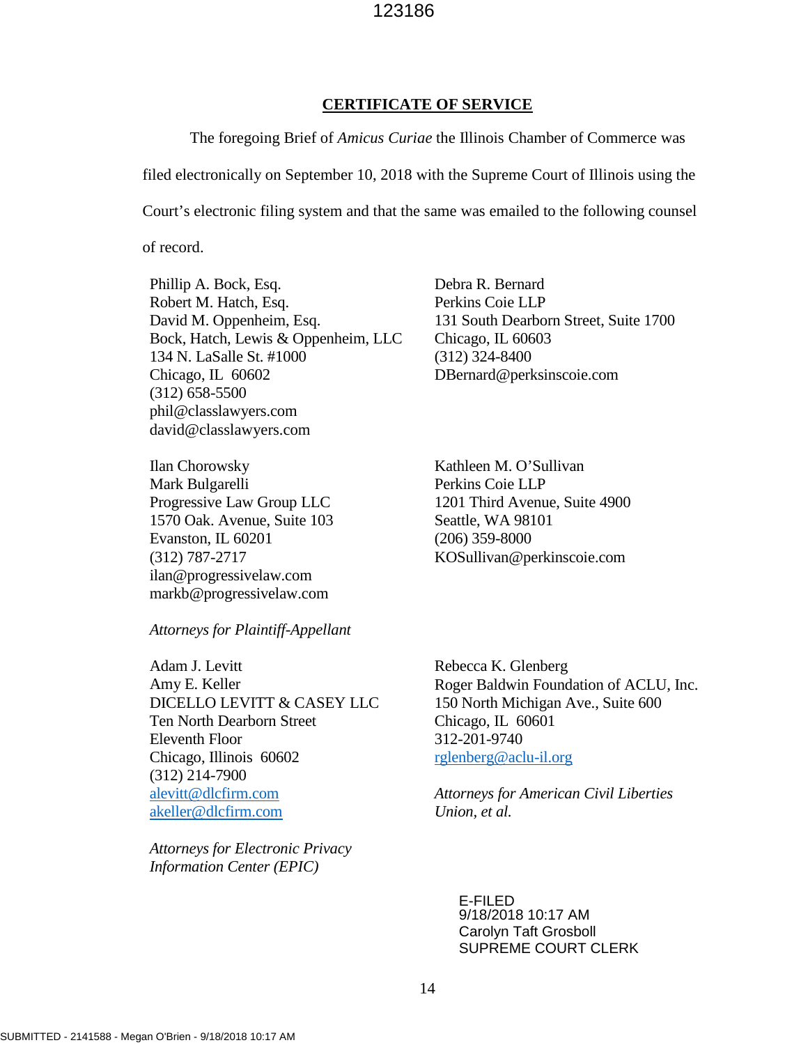## CERTIFICATE OF SERVICE

The foregoing Brief of *Amicus Curiae* the Illinois Chamber of Commerce was filed electronically on September 10, 2018 with the Supreme Court of Illinois using the Court's electronic filing system and that the same was emailed to the following counsel of record.

Phillip A. Bock, Esq.
Robert M. Hatch, Esq.
David M. Oppenheim, Esq.
Bock, Hatch, Lewis & Oppenheim, LLC
134 N. LaSalle St. #1000
Chicago, IL 60602
(312) 658-5500
phil@classlawyers.com
david@classlawyers.com

Ilan Chorowsky
Mark Bulgarelli
Progressive Law Group LLC
1570 Oak. Avenue, Suite 103
Evanston, IL 60201
(312) 787-2717
ilan@progressivelaw.com
markb@progressivelaw.com

*Attorneys for Plaintiff-Appellant*

Debra R. Bernard
Perkins Coie LLP
131 South Dearborn Street, Suite 1700
Chicago, IL 60603
(312) 324-8400
DBernard@perksinscoie.com

Kathleen M. O'Sullivan
Perkins Coie LLP
1201 Third Avenue, Suite 4900
Seattle, WA 98101
(206) 359-8000
KOSullivan@perkinscoie.com

Adam J. Levitt
Amy E. Keller
DICELLO LEVITT & CASEY LLC
Ten North Dearborn Street
Eleventh Floor
Chicago, Illinois 60602
(312) 214-7900
alevitt@dlcfirm.com
akeller@dlcfirm.com

*Attorneys for Electronic Privacy Information Center (EPIC)*

Rebecca K. Glenberg
Roger Baldwin Foundation of ACLU, Inc.
150 North Michigan Ave., Suite 600
Chicago, IL 60601
312-201-9740
rglenberg@aclu-il.org

*Attorneys for American Civil Liberties Union, et al.*

E-FILED
9/18/2018 10:17 AM
Carolyn Taft Grosboll
SUPREME COURT CLERK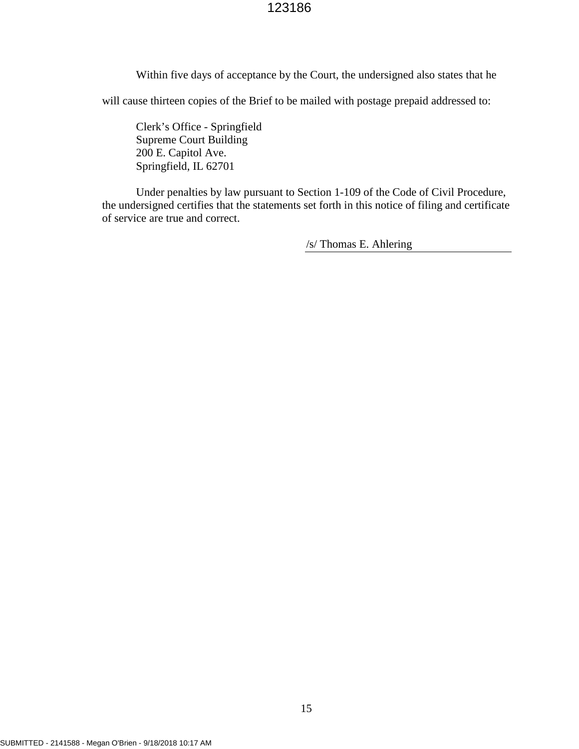Within five days of acceptance by the Court, the undersigned also states that he will cause thirteen copies of the Brief to be mailed with postage prepaid addressed to:

Clerk's Office - Springfield
Supreme Court Building
200 E. Capitol Ave.
Springfield, IL 62701

Under penalties by law pursuant to Section 1-109 of the Code of Civil Procedure, the undersigned certifies that the statements set forth in this notice of filing and certificate of service are true and correct.

/s/ Thomas E. Ahlering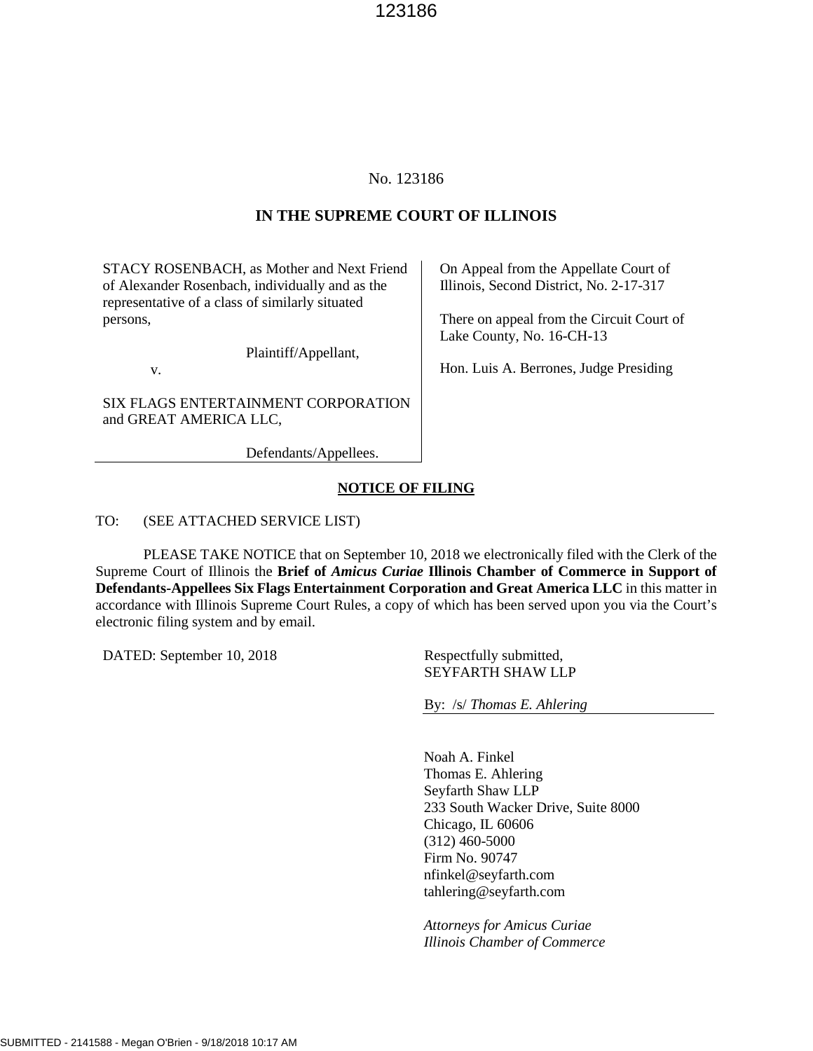No. 123186

**IN THE SUPREME COURT OF ILLINOIS**

| | |
|---|---|
| STACY ROSENBACH, as Mother and Next Friend of Alexander Rosenbach, individually and as the representative of a class of similarly situated persons,<br><br>Plaintiff/Appellant,<br><br>v.<br><br>SIX FLAGS ENTERTAINMENT CORPORATION and GREAT AMERICA LLC,<br><br>Defendants/Appellees. | On Appeal from the Appellate Court of Illinois, Second District, No. 2-17-317<br><br>There on appeal from the Circuit Court of Lake County, No. 16-CH-13<br><br>Hon. Luis A. Berrones, Judge Presiding |

**NOTICE OF FILING**

TO: (SEE ATTACHED SERVICE LIST)

PLEASE TAKE NOTICE that on September 10, 2018 we electronically filed with the Clerk of the Supreme Court of Illinois the **Brief of *Amicus Curiae* Illinois Chamber of Commerce in Support of Defendants-Appellees Six Flags Entertainment Corporation and Great America LLC** in this matter in accordance with Illinois Supreme Court Rules, a copy of which has been served upon you via the Court's electronic filing system and by email.

DATED: September 10, 2018

Respectfully submitted,
SEYFARTH SHAW LLP

By: /s/ *Thomas E. Ahlering*

Noah A. Finkel
Thomas E. Ahlering
Seyfarth Shaw LLP
233 South Wacker Drive, Suite 8000
Chicago, IL 60606
(312) 460-5000
Firm No. 90747
nfinkel@seyfarth.com
tahlering@seyfarth.com

*Attorneys for Amicus Curiae*
*Illinois Chamber of Commerce*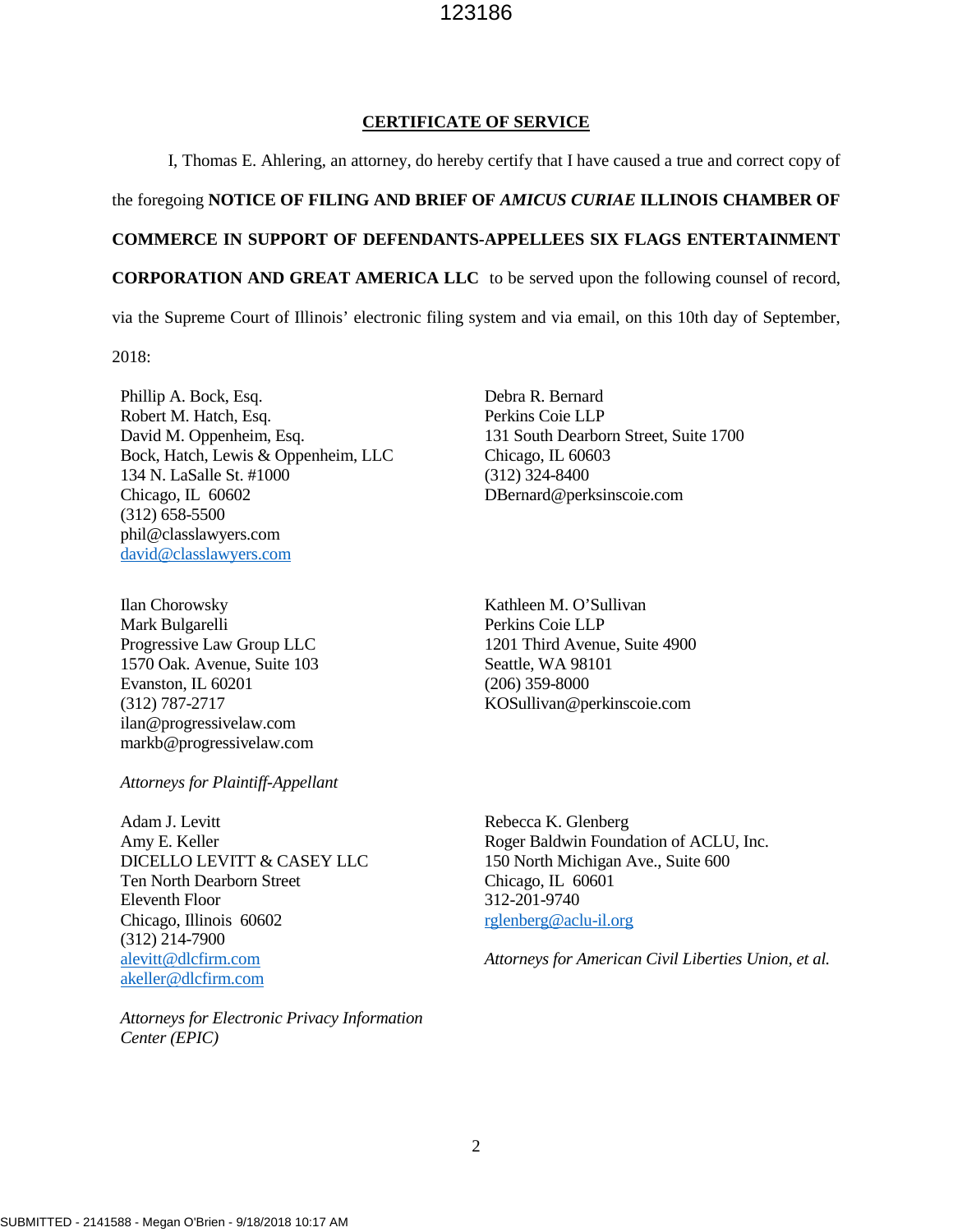## CERTIFICATE OF SERVICE

I, Thomas E. Ahlering, an attorney, do hereby certify that I have caused a true and correct copy of the foregoing **NOTICE OF FILING AND BRIEF OF *AMICUS CURIAE* ILLINOIS CHAMBER OF COMMERCE IN SUPPORT OF DEFENDANTS-APPELLEES SIX FLAGS ENTERTAINMENT CORPORATION AND GREAT AMERICA LLC** to be served upon the following counsel of record, via the Supreme Court of Illinois' electronic filing system and via email, on this 10th day of September, 2018:

Phillip A. Bock, Esq.
Robert M. Hatch, Esq.
David M. Oppenheim, Esq.
Bock, Hatch, Lewis & Oppenheim, LLC
134 N. LaSalle St. #1000
Chicago, IL 60602
(312) 658-5500
phil@classlawyers.com
david@classlawyers.com

Ilan Chorowsky
Mark Bulgarelli
Progressive Law Group LLC
1570 Oak. Avenue, Suite 103
Evanston, IL 60201
(312) 787-2717
ilan@progressivelaw.com
markb@progressivelaw.com

*Attorneys for Plaintiff-Appellant*

Debra R. Bernard
Perkins Coie LLP
131 South Dearborn Street, Suite 1700
Chicago, IL 60603
(312) 324-8400
DBernard@perksinscoie.com

Kathleen M. O'Sullivan
Perkins Coie LLP
1201 Third Avenue, Suite 4900
Seattle, WA 98101
(206) 359-8000
KOSullivan@perkinscoie.com

Adam J. Levitt
Amy E. Keller
DICELLO LEVITT & CASEY LLC
Ten North Dearborn Street
Eleventh Floor
Chicago, Illinois 60602
(312) 214-7900
alevitt@dlcfirm.com
akeller@dlcfirm.com

*Attorneys for Electronic Privacy Information Center (EPIC)*

Rebecca K. Glenberg
Roger Baldwin Foundation of ACLU, Inc.
150 North Michigan Ave., Suite 600
Chicago, IL 60601
312-201-9740
rglenberg@aclu-il.org

*Attorneys for American Civil Liberties Union, et al.*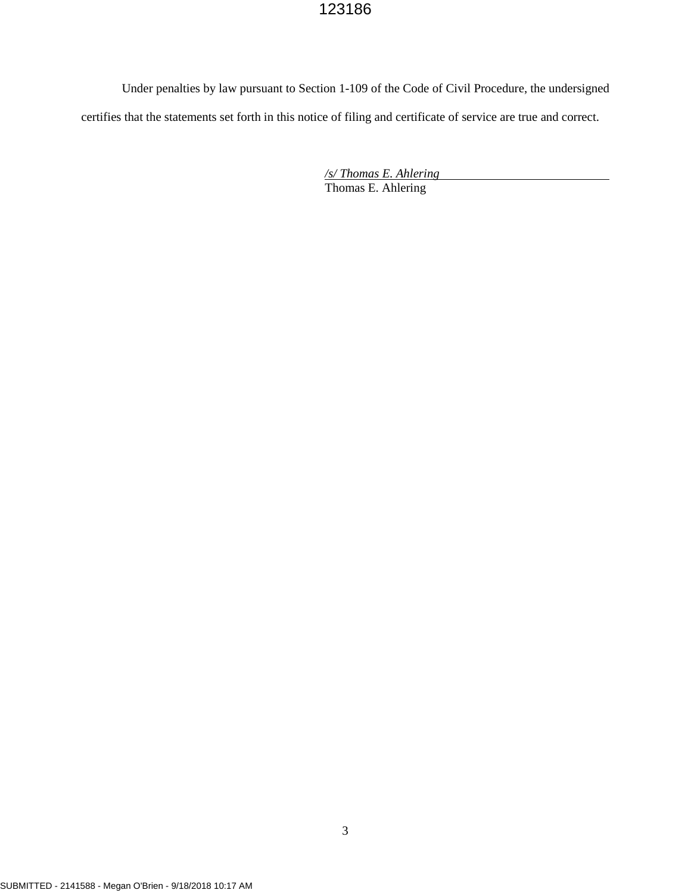Under penalties by law pursuant to Section 1-109 of the Code of Civil Procedure, the undersigned certifies that the statements set forth in this notice of filing and certificate of service are true and correct.

*/s/ Thomas E. Ahlering*

Thomas E. Ahlering